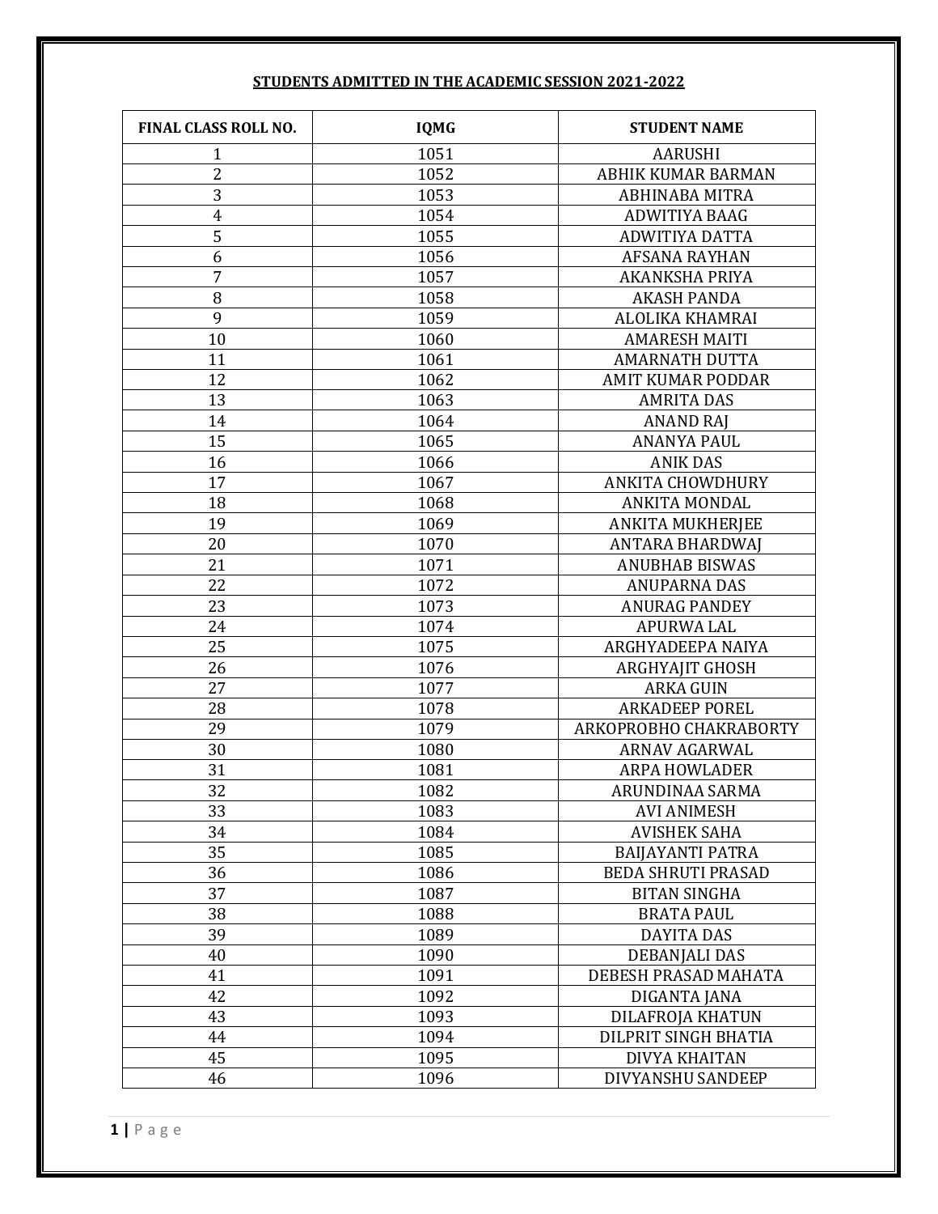**STUDENTS ADMITTED IN THE ACADEMIC SESSION 2021-2022**

| FINAL CLASS ROLL NO. | IQMG | STUDENT NAME |
|---|---|---|
| 1 | 1051 | AARUSHI |
| 2 | 1052 | ABHIK KUMAR BARMAN |
| 3 | 1053 | ABHINABA MITRA |
| 4 | 1054 | ADWITIYA BAAG |
| 5 | 1055 | ADWITIYA DATTA |
| 6 | 1056 | AFSANA RAYHAN |
| 7 | 1057 | AKANKSHA PRIYA |
| 8 | 1058 | AKASH PANDA |
| 9 | 1059 | ALOLIKA KHAMRAI |
| 10 | 1060 | AMARESH MAITI |
| 11 | 1061 | AMARNATH DUTTA |
| 12 | 1062 | AMIT KUMAR PODDAR |
| 13 | 1063 | AMRITA DAS |
| 14 | 1064 | ANAND RAJ |
| 15 | 1065 | ANANYA PAUL |
| 16 | 1066 | ANIK DAS |
| 17 | 1067 | ANKITA CHOWDHURY |
| 18 | 1068 | ANKITA MONDAL |
| 19 | 1069 | ANKITA MUKHERJEE |
| 20 | 1070 | ANTARA BHARDWAJ |
| 21 | 1071 | ANUBHAB BISWAS |
| 22 | 1072 | ANUPARNA DAS |
| 23 | 1073 | ANURAG PANDEY |
| 24 | 1074 | APURWA LAL |
| 25 | 1075 | ARGHYADEEPA NAIYA |
| 26 | 1076 | ARGHYAJIT GHOSH |
| 27 | 1077 | ARKA GUIN |
| 28 | 1078 | ARKADEEP POREL |
| 29 | 1079 | ARKOPROBHO CHAKRABORTY |
| 30 | 1080 | ARNAV AGARWAL |
| 31 | 1081 | ARPA HOWLADER |
| 32 | 1082 | ARUNDINAA SARMA |
| 33 | 1083 | AVI ANIMESH |
| 34 | 1084 | AVISHEK SAHA |
| 35 | 1085 | BAIJAYANTI PATRA |
| 36 | 1086 | BEDA SHRUTI PRASAD |
| 37 | 1087 | BITAN SINGHA |
| 38 | 1088 | BRATA PAUL |
| 39 | 1089 | DAYITA DAS |
| 40 | 1090 | DEBANJALI DAS |
| 41 | 1091 | DEBESH PRASAD MAHATA |
| 42 | 1092 | DIGANTA JANA |
| 43 | 1093 | DILAFROJA KHATUN |
| 44 | 1094 | DILPRIT SINGH BHATIA |
| 45 | 1095 | DIVYA KHAITAN |
| 46 | 1096 | DIVYANSHU SANDEEP |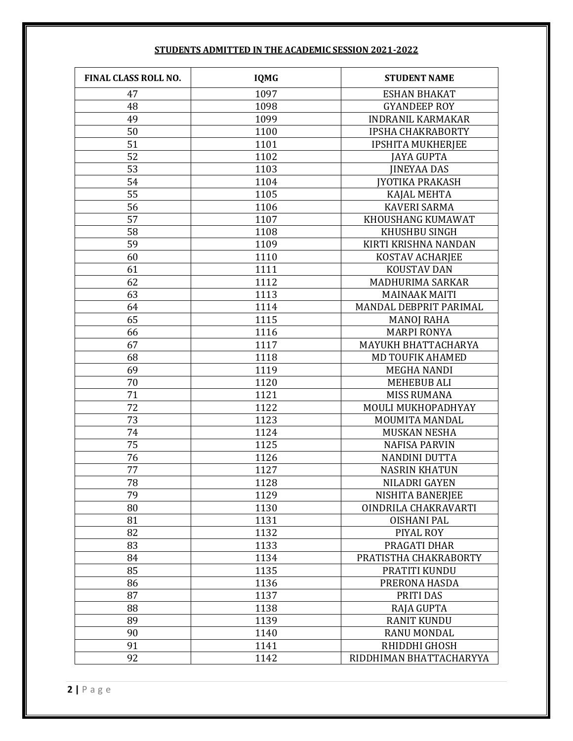**STUDENTS ADMITTED IN THE ACADEMIC SESSION 2021-2022**

| FINAL CLASS ROLL NO. | IQMG | STUDENT NAME |
|---|---|---|
| 47 | 1097 | ESHAN BHAKAT |
| 48 | 1098 | GYANDEEP ROY |
| 49 | 1099 | INDRANIL KARMAKAR |
| 50 | 1100 | IPSHA CHAKRABORTY |
| 51 | 1101 | IPSHITA MUKHERJEE |
| 52 | 1102 | JAYA GUPTA |
| 53 | 1103 | JINEYAA DAS |
| 54 | 1104 | JYOTIKA PRAKASH |
| 55 | 1105 | KAJAL MEHTA |
| 56 | 1106 | KAVERI SARMA |
| 57 | 1107 | KHOUSHANG KUMAWAT |
| 58 | 1108 | KHUSHBU SINGH |
| 59 | 1109 | KIRTI KRISHNA NANDAN |
| 60 | 1110 | KOSTAV ACHARJEE |
| 61 | 1111 | KOUSTAV DAN |
| 62 | 1112 | MADHURIMA SARKAR |
| 63 | 1113 | MAINAAK MAITI |
| 64 | 1114 | MANDAL DEBPRIT PARIMAL |
| 65 | 1115 | MANOJ RAHA |
| 66 | 1116 | MARPI RONYA |
| 67 | 1117 | MAYUKH BHATTACHARYA |
| 68 | 1118 | MD TOUFIK AHAMED |
| 69 | 1119 | MEGHA NANDI |
| 70 | 1120 | MEHEBUB ALI |
| 71 | 1121 | MISS RUMANA |
| 72 | 1122 | MOULI MUKHOPADHYAY |
| 73 | 1123 | MOUMITA MANDAL |
| 74 | 1124 | MUSKAN NESHA |
| 75 | 1125 | NAFISA PARVIN |
| 76 | 1126 | NANDINI DUTTA |
| 77 | 1127 | NASRIN KHATUN |
| 78 | 1128 | NILADRI GAYEN |
| 79 | 1129 | NISHITA BANERJEE |
| 80 | 1130 | OINDRILA CHAKRAVARTI |
| 81 | 1131 | OISHANI PAL |
| 82 | 1132 | PIYAL ROY |
| 83 | 1133 | PRAGATI DHAR |
| 84 | 1134 | PRATISTHA CHAKRABORTY |
| 85 | 1135 | PRATITI KUNDU |
| 86 | 1136 | PRERONA HASDA |
| 87 | 1137 | PRITI DAS |
| 88 | 1138 | RAJA GUPTA |
| 89 | 1139 | RANIT KUNDU |
| 90 | 1140 | RANU MONDAL |
| 91 | 1141 | RHIDDHI GHOSH |
| 92 | 1142 | RIDDHIMAN BHATTACHARYYA |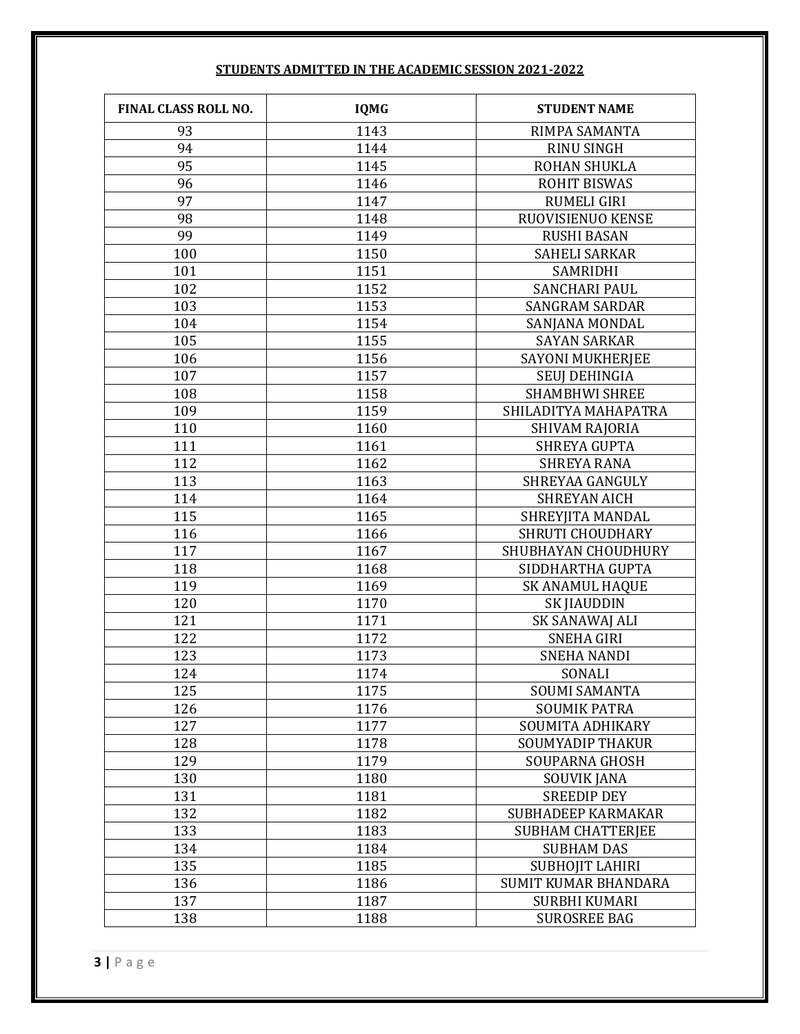**STUDENTS ADMITTED IN THE ACADEMIC SESSION 2021-2022**

| FINAL CLASS ROLL NO. | IQMG | STUDENT NAME |
| --- | --- | --- |
| 93 | 1143 | RIMPA SAMANTA |
| 94 | 1144 | RINU SINGH |
| 95 | 1145 | ROHAN SHUKLA |
| 96 | 1146 | ROHIT BISWAS |
| 97 | 1147 | RUMELI GIRI |
| 98 | 1148 | RUOVISIENUO KENSE |
| 99 | 1149 | RUSHI BASAN |
| 100 | 1150 | SAHELI SARKAR |
| 101 | 1151 | SAMRIDHI |
| 102 | 1152 | SANCHARI PAUL |
| 103 | 1153 | SANGRAM SARDAR |
| 104 | 1154 | SANJANA MONDAL |
| 105 | 1155 | SAYAN SARKAR |
| 106 | 1156 | SAYONI MUKHERJEE |
| 107 | 1157 | SEUJ DEHINGIA |
| 108 | 1158 | SHAMBHWI SHREE |
| 109 | 1159 | SHILADITYA MAHAPATRA |
| 110 | 1160 | SHIVAM RAJORIA |
| 111 | 1161 | SHREYA GUPTA |
| 112 | 1162 | SHREYA RANA |
| 113 | 1163 | SHREYAA GANGULY |
| 114 | 1164 | SHREYAN AICH |
| 115 | 1165 | SHREYJITA MANDAL |
| 116 | 1166 | SHRUTI CHOUDHARY |
| 117 | 1167 | SHUBHAYAN CHOUDHURY |
| 118 | 1168 | SIDDHARTHA GUPTA |
| 119 | 1169 | SK ANAMUL HAQUE |
| 120 | 1170 | SK JIAUDDIN |
| 121 | 1171 | SK SANAWAJ ALI |
| 122 | 1172 | SNEHA GIRI |
| 123 | 1173 | SNEHA NANDI |
| 124 | 1174 | SONALI |
| 125 | 1175 | SOUMI SAMANTA |
| 126 | 1176 | SOUMIK PATRA |
| 127 | 1177 | SOUMITA ADHIKARY |
| 128 | 1178 | SOUMYADIP THAKUR |
| 129 | 1179 | SOUPARNA GHOSH |
| 130 | 1180 | SOUVIK JANA |
| 131 | 1181 | SREEDIP DEY |
| 132 | 1182 | SUBHADEEP KARMAKAR |
| 133 | 1183 | SUBHAM CHATTERJEE |
| 134 | 1184 | SUBHAM DAS |
| 135 | 1185 | SUBHOJIT LAHIRI |
| 136 | 1186 | SUMIT KUMAR BHANDARA |
| 137 | 1187 | SURBHI KUMARI |
| 138 | 1188 | SUROSREE BAG |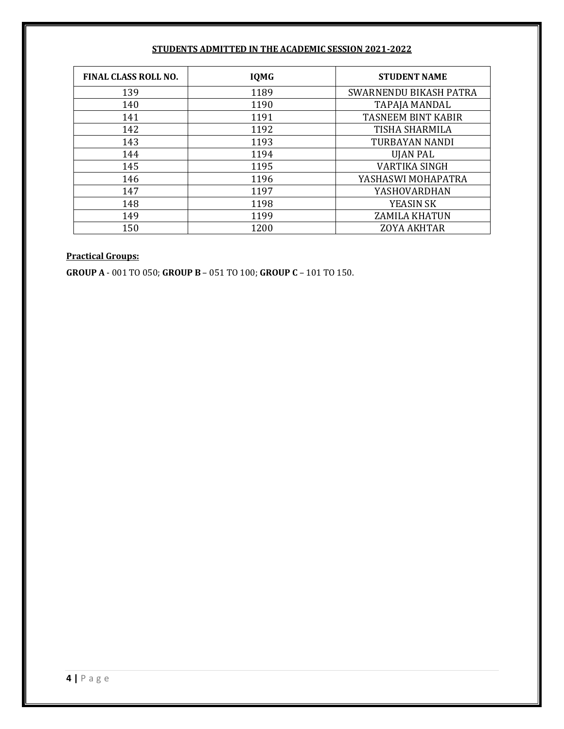**STUDENTS ADMITTED IN THE ACADEMIC SESSION 2021-2022**

| FINAL CLASS ROLL NO. | IQMG | STUDENT NAME |
|---|---|---|
| 139 | 1189 | SWARNENDU BIKASH PATRA |
| 140 | 1190 | TAPAJA MANDAL |
| 141 | 1191 | TASNEEM BINT KABIR |
| 142 | 1192 | TISHA SHARMILA |
| 143 | 1193 | TURBAYAN NANDI |
| 144 | 1194 | UJAN PAL |
| 145 | 1195 | VARTIKA SINGH |
| 146 | 1196 | YASHASWI MOHAPATRA |
| 147 | 1197 | YASHOVARDHAN |
| 148 | 1198 | YEASIN SK |
| 149 | 1199 | ZAMILA KHATUN |
| 150 | 1200 | ZOYA AKHTAR |

**Practical Groups:**

**GROUP A** - 001 TO 050; **GROUP B** – 051 TO 100; **GROUP C** – 101 TO 150.